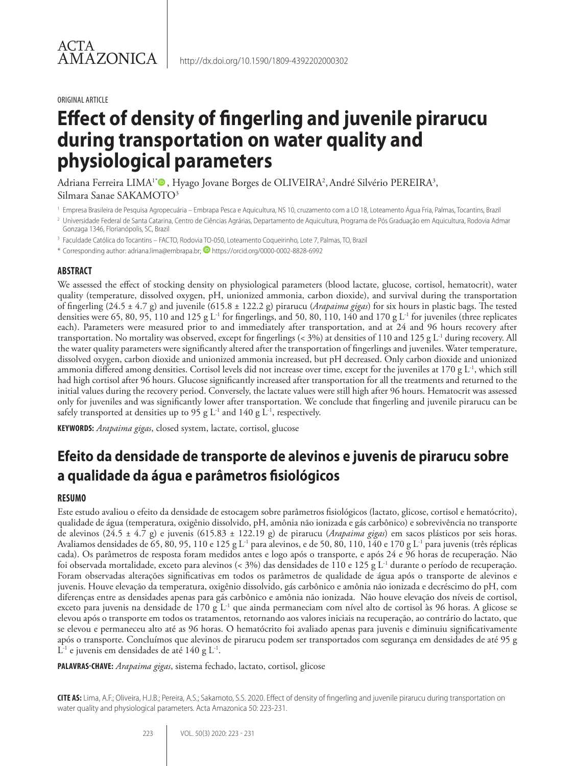ACTA AMAZONICA

http://dx.doi.org/10.1590/1809-4392202000302

ORIGINAL ARTICLE

# Effect of density of fingerling and juvenile pirarucu during transportation on water quality and physiological parameters

Adriana Ferreira LIMA[1*], Hyago Jovane Borges de OLIVEIRA[2], André Silvério PEREIRA[3], Silmara Sanae SAKAMOTO[3]

[1] Empresa Brasileira de Pesquisa Agropecuária – Embrapa Pesca e Aquicultura, NS 10, cruzamento com a LO 18, Loteamento Água Fria, Palmas, Tocantins, Brazil

[2] Universidade Federal de Santa Catarina, Centro de Ciências Agrárias, Departamento de Aquicultura, Programa de Pós Graduação em Aquicultura, Rodovia Admar Gonzaga 1346, Florianópolis, SC, Brazil

[3] Faculdade Católica do Tocantins – FACTO, Rodovia TO-050, Loteamento Coqueirinho, Lote 7, Palmas, TO, Brazil

\* Corresponding author: adriana.lima@embrapa.br; https://orcid.org/0000-0002-8828-6992

## ABSTRACT

We assessed the effect of stocking density on physiological parameters (blood lactate, glucose, cortisol, hematocrit), water quality (temperature, dissolved oxygen, pH, unionized ammonia, carbon dioxide), and survival during the transportation of fingerling (24.5 ± 4.7 g) and juvenile (615.8 ± 122.2 g) pirarucu (*Arapaima gigas*) for six hours in plastic bags. The tested densities were 65, 80, 95, 110 and 125 g $L^{-1}$ for fingerlings, and 50, 80, 110, 140 and 170 g $L^{-1}$ for juveniles (three replicates each). Parameters were measured prior to and immediately after transportation, and at 24 and 96 hours recovery after transportation. No mortality was observed, except for fingerlings (< 3%) at densities of 110 and 125 g $L^{-1}$ during recovery. All the water quality parameters were significantly altered after the transportation of fingerlings and juveniles. Water temperature, dissolved oxygen, carbon dioxide and unionized ammonia increased, but pH decreased. Only carbon dioxide and unionized ammonia differed among densities. Cortisol levels did not increase over time, except for the juveniles at 170 g $L^{-1}$, which still had high cortisol after 96 hours. Glucose significantly increased after transportation for all the treatments and returned to the initial values during the recovery period. Conversely, the lactate values were still high after 96 hours. Hematocrit was assessed only for juveniles and was significantly lower after transportation. We conclude that fingerling and juvenile pirarucu can be safely transported at densities up to 95 g $L^{-1}$ and 140 g $L^{-1}$, respectively.

**KEYWORDS:** *Arapaima gigas*, closed system, lactate, cortisol, glucose

# Efeito da densidade de transporte de alevinos e juvenis de pirarucu sobre a qualidade da água e parâmetros fisiológicos

## RESUMO

Este estudo avaliou o efeito da densidade de estocagem sobre parâmetros fisiológicos (lactato, glicose, cortisol e hematócrito), qualidade de água (temperatura, oxigênio dissolvido, pH, amônia não ionizada e gás carbônico) e sobrevivência no transporte de alevinos (24.5 ± 4.7 g) e juvenis (615.83 ± 122.19 g) de pirarucu (*Arapaima gigas*) em sacos plásticos por seis horas. Avaliamos densidades de 65, 80, 95, 110 e 125 g $L^{-1}$ para alevinos, e de 50, 80, 110, 140 e 170 g $L^{-1}$ para juvenis (três réplicas cada). Os parâmetros de resposta foram medidos antes e logo após o transporte, e após 24 e 96 horas de recuperação. Não foi observada mortalidade, exceto para alevinos (< 3%) das densidades de 110 e 125 g $L^{-1}$ durante o período de recuperação. Foram observadas alterações significativas em todos os parâmetros de qualidade de água após o transporte de alevinos e juvenis. Houve elevação da temperatura, oxigênio dissolvido, gás carbônico e amônia não ionizada e decréscimo do pH, com diferenças entre as densidades apenas para gás carbônico e amônia não ionizada. Não houve elevação dos níveis de cortisol, exceto para juvenis na densidade de 170 g $L^{-1}$ que ainda permaneciam com nível alto de cortisol às 96 horas. A glicose se elevou após o transporte em todos os tratamentos, retornando aos valores iniciais na recuperação, ao contrário do lactato, que se elevou e permaneceu alto até as 96 horas. O hematócrito foi avaliado apenas para juvenis e diminuiu significativamente após o transporte. Concluímos que alevinos de pirarucu podem ser transportados com segurança em densidades de até 95 g $L^{-1}$ e juvenis em densidades de até 140 g $L^{-1}$.

**PALAVRAS-CHAVE:** *Arapaima gigas*, sistema fechado, lactato, cortisol, glicose

**CITE AS:** Lima, A.F.; Oliveira, H.J.B.; Pereira, A.S.; Sakamoto, S.S. 2020. Effect of density of fingerling and juvenile pirarucu during transportation on water quality and physiological parameters. Acta Amazonica 50: 223-231.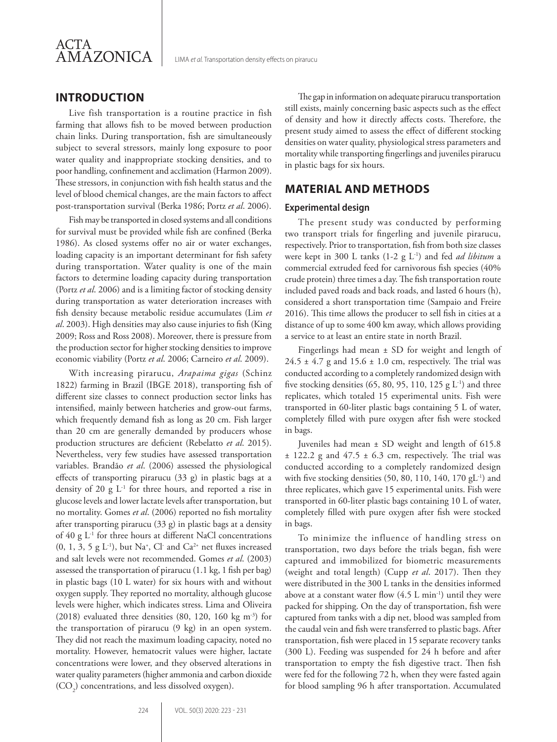## INTRODUCTION

Live fish transportation is a routine practice in fish farming that allows fish to be moved between production chain links. During transportation, fish are simultaneously subject to several stressors, mainly long exposure to poor water quality and inappropriate stocking densities, and to poor handling, confinement and acclimation (Harmon 2009). These stressors, in conjunction with fish health status and the level of blood chemical changes, are the main factors to affect post-transportation survival (Berka 1986; Portz *et al*. 2006).

Fish may be transported in closed systems and all conditions for survival must be provided while fish are confined (Berka 1986). As closed systems offer no air or water exchanges, loading capacity is an important determinant for fish safety during transportation. Water quality is one of the main factors to determine loading capacity during transportation (Portz *et al*. 2006) and is a limiting factor of stocking density during transportation as water deterioration increases with fish density because metabolic residue accumulates (Lim *et al*. 2003). High densities may also cause injuries to fish (King 2009; Ross and Ross 2008). Moreover, there is pressure from the production sector for higher stocking densities to improve economic viability (Portz *et al*. 2006; Carneiro *et al*. 2009).

With increasing pirarucu, *Arapaima gigas* (Schinz 1822) farming in Brazil (IBGE 2018), transporting fish of different size classes to connect production sector links has intensified, mainly between hatcheries and grow-out farms, which frequently demand fish as long as 20 cm. Fish larger than 20 cm are generally demanded by producers whose production structures are deficient (Rebelatto *et al*. 2015). Nevertheless, very few studies have assessed transportation variables. Brandão *et al*. (2006) assessed the physiological effects of transporting pirarucu (33 g) in plastic bags at a density of 20 g $L^{-1}$ for three hours, and reported a rise in glucose levels and lower lactate levels after transportation, but no mortality. Gomes *et al*. (2006) reported no fish mortality after transporting pirarucu (33 g) in plastic bags at a density of 40 g $L^{-1}$ for three hours at different NaCl concentrations (0, 1, 3, 5 g $L^{-1}$), but $Na^+$, $Cl^-$ and $Ca^{2+}$ net fluxes increased and salt levels were not recommended. Gomes *et al*. (2003) assessed the transportation of pirarucu (1.1 kg, 1 fish per bag) in plastic bags (10 L water) for six hours with and without oxygen supply. They reported no mortality, although glucose levels were higher, which indicates stress. Lima and Oliveira (2018) evaluated three densities (80, 120, 160 kg $m^{-3}$) for the transportation of pirarucu (9 kg) in an open system. They did not reach the maximum loading capacity, noted no mortality. However, hematocrit values were higher, lactate concentrations were lower, and they observed alterations in water quality parameters (higher ammonia and carbon dioxide ($CO_2$) concentrations, and less dissolved oxygen).

The gap in information on adequate pirarucu transportation still exists, mainly concerning basic aspects such as the effect of density and how it directly affects costs. Therefore, the present study aimed to assess the effect of different stocking densities on water quality, physiological stress parameters and mortality while transporting fingerlings and juveniles pirarucu in plastic bags for six hours.

## MATERIAL AND METHODS

### Experimental design

The present study was conducted by performing two transport trials for fingerling and juvenile pirarucu, respectively. Prior to transportation, fish from both size classes were kept in 300 L tanks (1-2 g $L^{-1}$) and fed *ad libitum* a commercial extruded feed for carnivorous fish species (40% crude protein) three times a day. The fish transportation route included paved roads and back roads, and lasted 6 hours (h), considered a short transportation time (Sampaio and Freire 2016). This time allows the producer to sell fish in cities at a distance of up to some 400 km away, which allows providing a service to at least an entire state in north Brazil.

Fingerlings had mean ± SD for weight and length of 24.5 ± 4.7 g and 15.6 ± 1.0 cm, respectively. The trial was conducted according to a completely randomized design with five stocking densities (65, 80, 95, 110, 125 g $L^{-1}$) and three replicates, which totaled 15 experimental units. Fish were transported in 60-liter plastic bags containing 5 L of water, completely filled with pure oxygen after fish were stocked in bags.

Juveniles had mean ± SD weight and length of 615.8 ± 122.2 g and 47.5 ± 6.3 cm, respectively. The trial was conducted according to a completely randomized design with five stocking densities (50, 80, 110, 140, 170 g$L^{-1}$) and three replicates, which gave 15 experimental units. Fish were transported in 60-liter plastic bags containing 10 L of water, completely filled with pure oxygen after fish were stocked in bags.

To minimize the influence of handling stress on transportation, two days before the trials began, fish were captured and immobilized for biometric measurements (weight and total length) (Cupp *et al*. 2017). Then they were distributed in the 300 L tanks in the densities informed above at a constant water flow (4.5 L $min^{-1}$) until they were packed for shipping. On the day of transportation, fish were captured from tanks with a dip net, blood was sampled from the caudal vein and fish were transferred to plastic bags. After transportation, fish were placed in 15 separate recovery tanks (300 L). Feeding was suspended for 24 h before and after transportation to empty the fish digestive tract. Then fish were fed for the following 72 h, when they were fasted again for blood sampling 96 h after transportation. Accumulated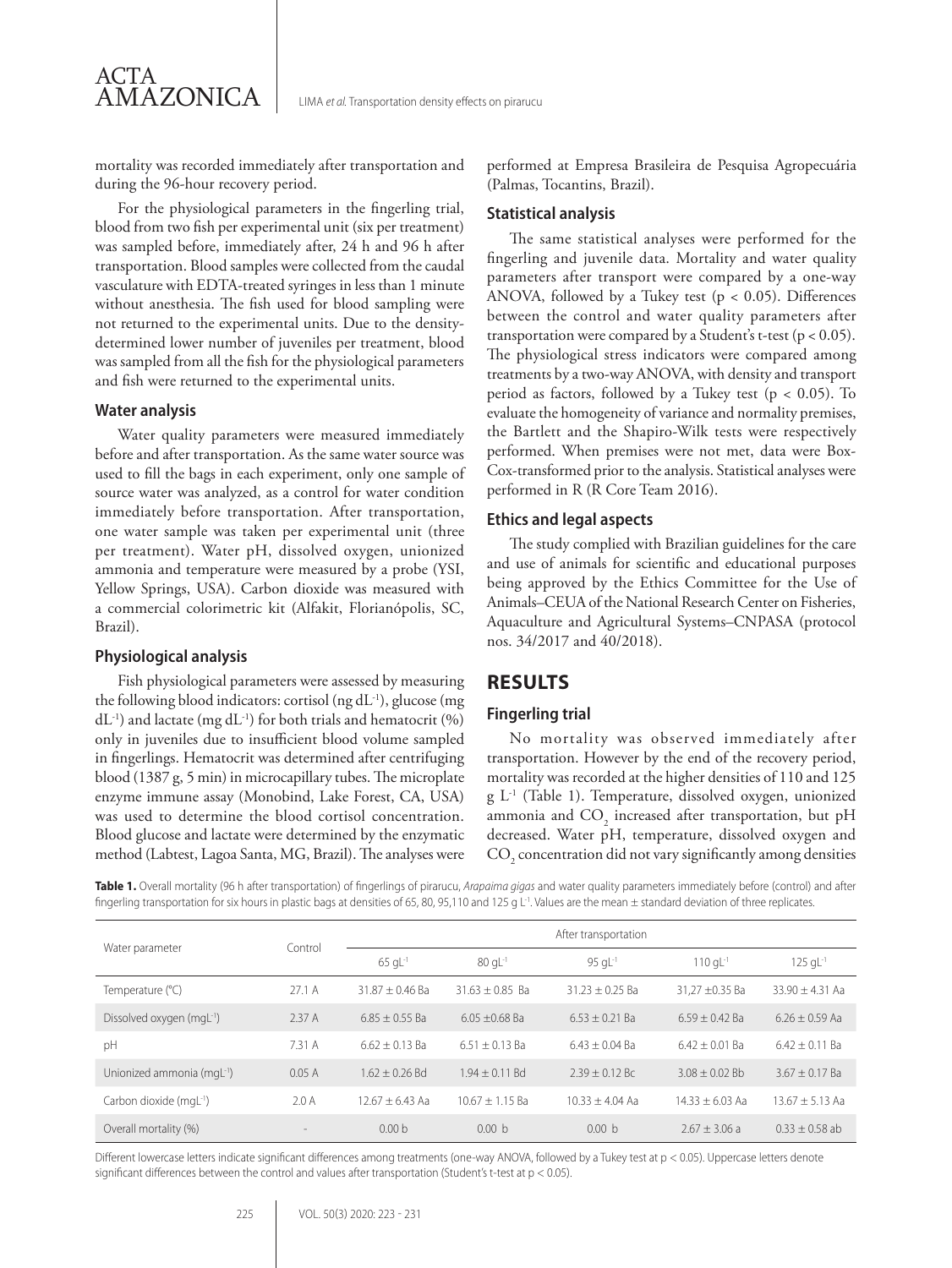mortality was recorded immediately after transportation and during the 96-hour recovery period.

For the physiological parameters in the fingerling trial, blood from two fish per experimental unit (six per treatment) was sampled before, immediately after, 24 h and 96 h after transportation. Blood samples were collected from the caudal vasculature with EDTA-treated syringes in less than 1 minute without anesthesia. The fish used for blood sampling were not returned to the experimental units. Due to the density-determined lower number of juveniles per treatment, blood was sampled from all the fish for the physiological parameters and fish were returned to the experimental units.

### Water analysis

Water quality parameters were measured immediately before and after transportation. As the same water source was used to fill the bags in each experiment, only one sample of source water was analyzed, as a control for water condition immediately before transportation. After transportation, one water sample was taken per experimental unit (three per treatment). Water pH, dissolved oxygen, unionized ammonia and temperature were measured by a probe (YSI, Yellow Springs, USA). Carbon dioxide was measured with a commercial colorimetric kit (Alfakit, Florianópolis, SC, Brazil).

### Physiological analysis

Fish physiological parameters were assessed by measuring the following blood indicators: cortisol (ng $dL^{-1}$), glucose (mg $dL^{-1}$) and lactate (mg $dL^{-1}$) for both trials and hematocrit (%) only in juveniles due to insufficient blood volume sampled in fingerlings. Hematocrit was determined after centrifuging blood (1387 g, 5 min) in microcapillary tubes. The microplate enzyme immune assay (Monobind, Lake Forest, CA, USA) was used to determine the blood cortisol concentration. Blood glucose and lactate were determined by the enzymatic method (Labtest, Lagoa Santa, MG, Brazil). The analyses were performed at Empresa Brasileira de Pesquisa Agropecuária (Palmas, Tocantins, Brazil).

### Statistical analysis

The same statistical analyses were performed for the fingerling and juvenile data. Mortality and water quality parameters after transport were compared by a one-way ANOVA, followed by a Tukey test ($p < 0.05$). Differences between the control and water quality parameters after transportation were compared by a Student's t-test ($p < 0.05$). The physiological stress indicators were compared among treatments by a two-way ANOVA, with density and transport period as factors, followed by a Tukey test ($p < 0.05$). To evaluate the homogeneity of variance and normality premises, the Bartlett and the Shapiro-Wilk tests were respectively performed. When premises were not met, data were Box-Cox-transformed prior to the analysis. Statistical analyses were performed in R (R Core Team 2016).

### Ethics and legal aspects

The study complied with Brazilian guidelines for the care and use of animals for scientific and educational purposes being approved by the Ethics Committee for the Use of Animals–CEUA of the National Research Center on Fisheries, Aquaculture and Agricultural Systems–CNPASA (protocol nos. 34/2017 and 40/2018).

## RESULTS

### Fingerling trial

No mortality was observed immediately after transportation. However by the end of the recovery period, mortality was recorded at the higher densities of 110 and 125 g $L^{-1}$ (Table 1). Temperature, dissolved oxygen, unionized ammonia and $CO_2$ increased after transportation, but pH decreased. Water pH, temperature, dissolved oxygen and $CO_2$ concentration did not vary significantly among densities

**Table 1.** Overall mortality (96 h after transportation) of fingerlings of pirarucu, *Arapaima gigas* and water quality parameters immediately before (control) and after fingerling transportation for six hours in plastic bags at densities of 65, 80, 95,110 and 125 g $L^{-1}$. Values are the mean ± standard deviation of three replicates.

| Water parameter | Control | After transportation | | | | |
|---|---|---|---|---|---|---|
| | | 65 $gL^{-1}$ | 80 $gL^{-1}$ | 95 $gL^{-1}$ | 110 $gL^{-1}$ | 125 $gL^{-1}$ |
| Temperature (°C) | 27.1 A | 31.87 ± 0.46 Ba | 31.63 ± 0.85 Ba | 31.23 ± 0.25 Ba | 31,27 ±0.35 Ba | 33.90 ± 4.31 Aa |
| Dissolved oxygen ($mgL^{-1}$) | 2.37 A | 6.85 ± 0.55 Ba | 6.05 ±0.68 Ba | 6.53 ± 0.21 Ba | 6.59 ± 0.42 Ba | 6.26 ± 0.59 Aa |
| pH | 7.31 A | 6.62 ± 0.13 Ba | 6.51 ± 0.13 Ba | 6.43 ± 0.04 Ba | 6.42 ± 0.01 Ba | 6.42 ± 0.11 Ba |
| Unionized ammonia ($mgL^{-1}$) | 0.05 A | 1.62 ± 0.26 Bd | 1.94 ± 0.11 Bd | 2.39 ± 0.12 Bc | 3.08 ± 0.02 Bb | 3.67 ± 0.17 Ba |
| Carbon dioxide ($mgL^{-1}$) | 2.0 A | 12.67 ± 6.43 Aa | 10.67 ± 1.15 Ba | 10.33 ± 4.04 Aa | 14.33 ± 6.03 Aa | 13.67 ± 5.13 Aa |
| Overall mortality (%) | - | 0.00 b | 0.00 b | 0.00 b | 2.67 ± 3.06 a | 0.33 ± 0.58 ab |

Different lowercase letters indicate significant differences among treatments (one-way ANOVA, followed by a Tukey test at $p < 0.05$). Uppercase letters denote significant differences between the control and values after transportation (Student's t-test at $p < 0.05$).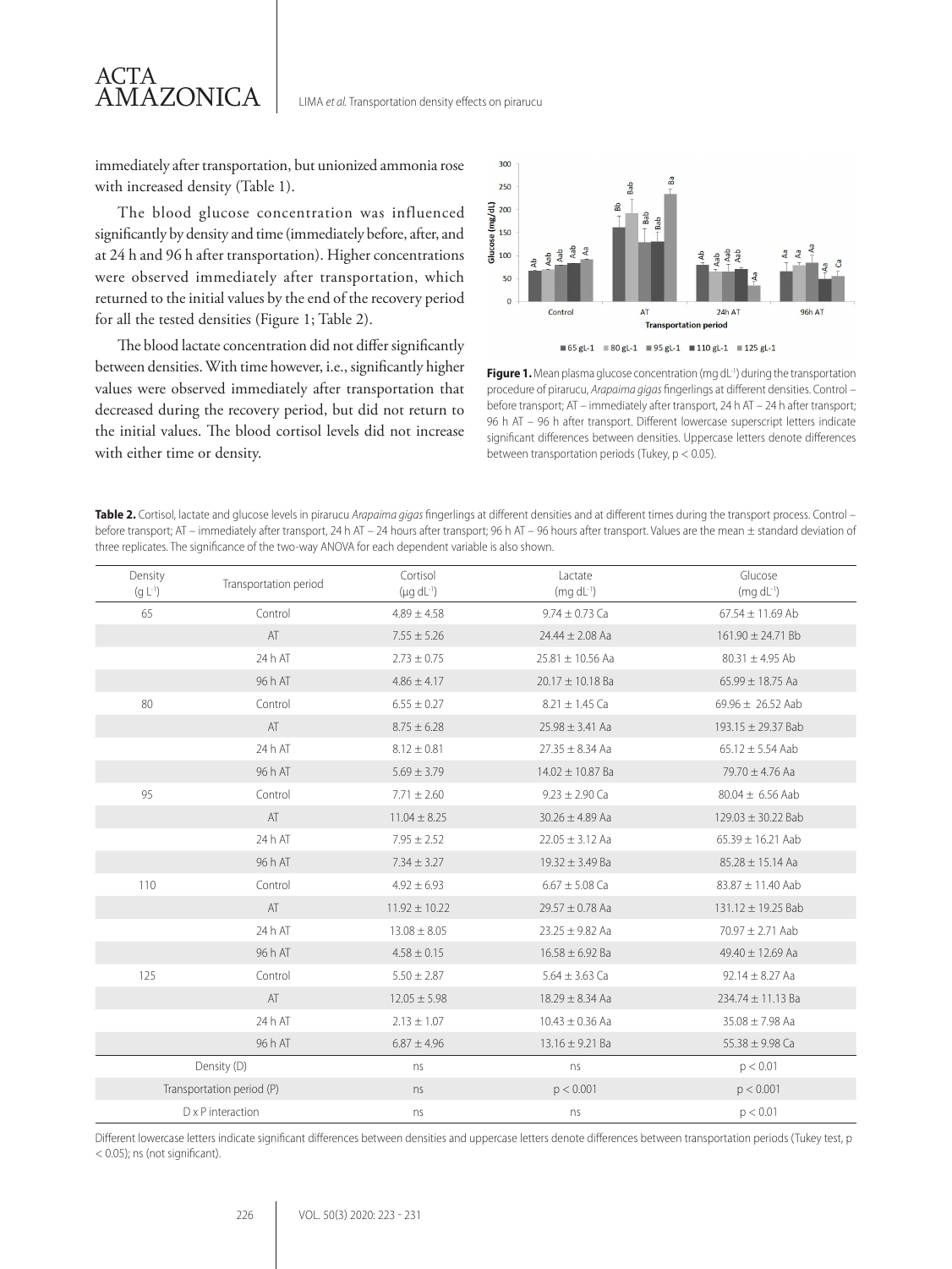immediately after transportation, but unionized ammonia rose with increased density (Table 1).

The blood glucose concentration was influenced significantly by density and time (immediately before, after, and at 24 h and 96 h after transportation). Higher concentrations were observed immediately after transportation, which returned to the initial values by the end of the recovery period for all the tested densities (Figure 1; Table 2).

The blood lactate concentration did not differ significantly between densities. With time however, i.e., significantly higher values were observed immediately after transportation that decreased during the recovery period, but did not return to the initial values. The blood cortisol levels did not increase with either time or density.

Glucose (mg/dL)
300
250
200
150
100
50
0
Control
AT
24h AT
96h AT
Transportation period
Ab Aab Aab Aab Aa
Bb Bab Bab Bab Ba
Ab Aab Aab Aab Aa
Aa Aa Aa Aa Ca
65 gL-1   80 gL-1   95 gL-1   110 gL-1   125 gL-1

**Figure 1.** Mean plasma glucose concentration (mg $dL^{-1}$) during the transportation procedure of pirarucu, *Arapaima gigas* fingerlings at different densities. Control – before transport; AT – immediately after transport, 24 h AT – 24 h after transport; 96 h AT – 96 h after transport. Different lowercase superscript letters indicate significant differences between densities. Uppercase letters denote differences between transportation periods (Tukey, $p < 0.05$).

**Table 2.** Cortisol, lactate and glucose levels in pirarucu *Arapaima gigas* fingerlings at different densities and at different times during the transport process. Control – before transport; AT – immediately after transport, 24 h AT – 24 hours after transport; 96 h AT – 96 hours after transport. Values are the mean ± standard deviation of three replicates. The significance of the two-way ANOVA for each dependent variable is also shown.

| Density ($g L^{-1}$) | Transportation period | Cortisol ($\mu g dL^{-1}$) | Lactate ($mg dL^{-1}$) | Glucose ($mg dL^{-1}$) |
|---|---|---|---|---|
| 65 | Control | 4.89 ± 4.58 | 9.74 ± 0.73 Ca | 67.54 ± 11.69 Ab |
| | AT | 7.55 ± 5.26 | 24.44 ± 2.08 Aa | 161.90 ± 24.71 Bb |
| | 24 h AT | 2.73 ± 0.75 | 25.81 ± 10.56 Aa | 80.31 ± 4.95 Ab |
| | 96 h AT | 4.86 ± 4.17 | 20.17 ± 10.18 Ba | 65.99 ± 18.75 Aa |
| 80 | Control | 6.55 ± 0.27 | 8.21 ± 1.45 Ca | 69.96 ± 26.52 Aab |
| | AT | 8.75 ± 6.28 | 25.98 ± 3.41 Aa | 193.15 ± 29.37 Bab |
| | 24 h AT | 8.12 ± 0.81 | 27.35 ± 8.34 Aa | 65.12 ± 5.54 Aab |
| | 96 h AT | 5.69 ± 3.79 | 14.02 ± 10.87 Ba | 79.70 ± 4.76 Aa |
| 95 | Control | 7.71 ± 2.60 | 9.23 ± 2.90 Ca | 80.04 ± 6.56 Aab |
| | AT | 11.04 ± 8.25 | 30.26 ± 4.89 Aa | 129.03 ± 30.22 Bab |
| | 24 h AT | 7.95 ± 2.52 | 22.05 ± 3.12 Aa | 65.39 ± 16.21 Aab |
| | 96 h AT | 7.34 ± 3.27 | 19.32 ± 3.49 Ba | 85.28 ± 15.14 Aa |
| 110 | Control | 4.92 ± 6.93 | 6.67 ± 5.08 Ca | 83.87 ± 11.40 Aab |
| | AT | 11.92 ± 10.22 | 29.57 ± 0.78 Aa | 131.12 ± 19.25 Bab |
| | 24 h AT | 13.08 ± 8.05 | 23.25 ± 9.82 Aa | 70.97 ± 2.71 Aab |
| | 96 h AT | 4.58 ± 0.15 | 16.58 ± 6.92 Ba | 49.40 ± 12.69 Aa |
| 125 | Control | 5.50 ± 2.87 | 5.64 ± 3.63 Ca | 92.14 ± 8.27 Aa |
| | AT | 12.05 ± 5.98 | 18.29 ± 8.34 Aa | 234.74 ± 11.13 Ba |
| | 24 h AT | 2.13 ± 1.07 | 10.43 ± 0.36 Aa | 35.08 ± 7.98 Aa |
| | 96 h AT | 6.87 ± 4.96 | 13.16 ± 9.21 Ba | 55.38 ± 9.98 Ca |
| Density (D) | | ns | ns | $p < 0.01$ |
| Transportation period (P) | | ns | $p < 0.001$ | $p < 0.001$ |
| D x P interaction | | ns | ns | $p < 0.01$ |

Different lowercase letters indicate significant differences between densities and uppercase letters denote differences between transportation periods (Tukey test, $p < 0.05$); ns (not significant).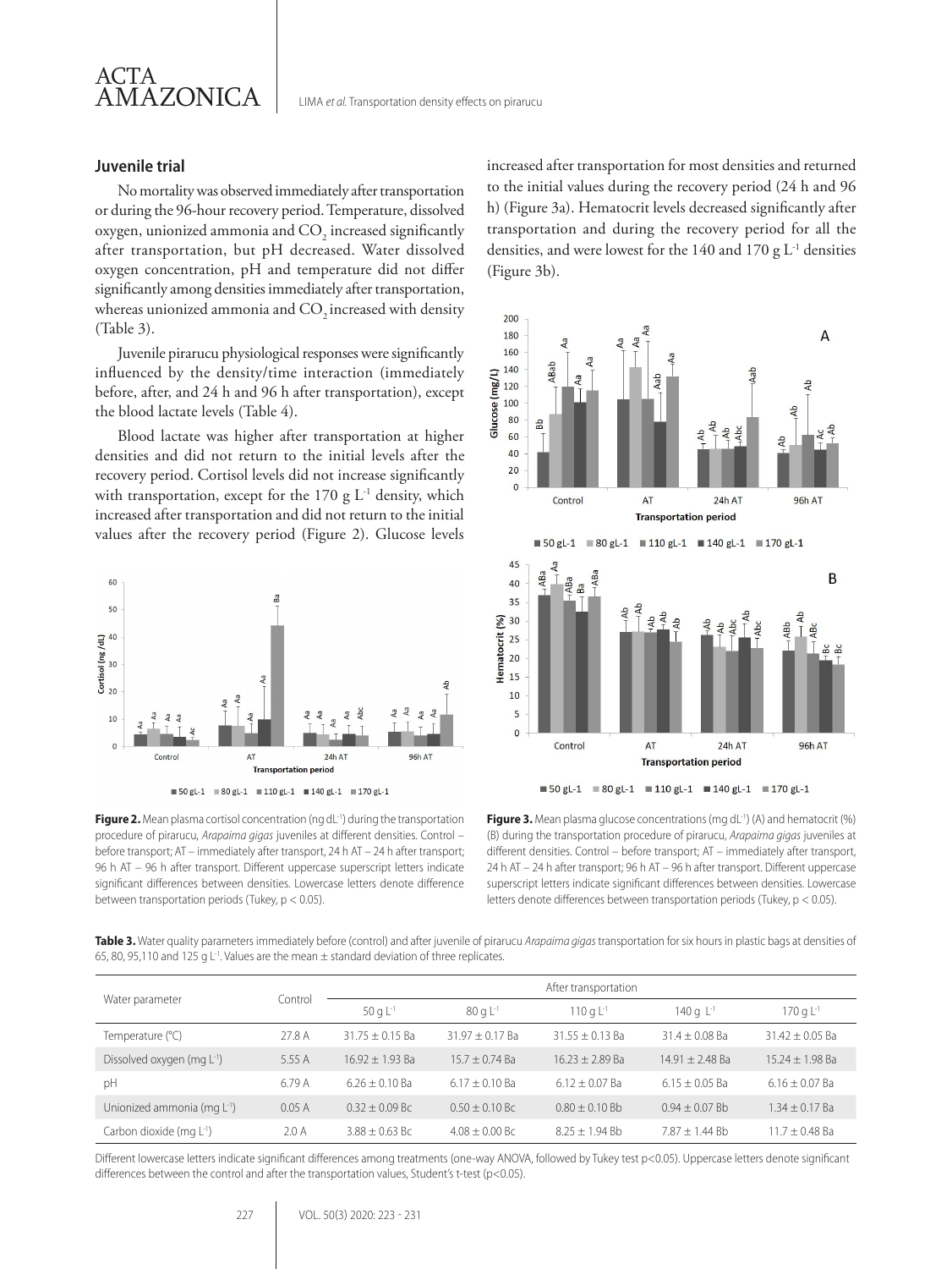## Juvenile trial

No mortality was observed immediately after transportation or during the 96-hour recovery period. Temperature, dissolved oxygen, unionized ammonia and $CO_2$ increased significantly after transportation, but pH decreased. Water dissolved oxygen concentration, pH and temperature did not differ significantly among densities immediately after transportation, whereas unionized ammonia and $CO_2$ increased with density (Table 3).

Juvenile pirarucu physiological responses were significantly influenced by the density/time interaction (immediately before, after, and 24 h and 96 h after transportation), except the blood lactate levels (Table 4).

Blood lactate was higher after transportation at higher densities and did not return to the initial levels after the recovery period. Cortisol levels did not increase significantly with transportation, except for the 170 g L$^{-1}$ density, which increased after transportation and did not return to the initial values after the recovery period (Figure 2). Glucose levels increased after transportation for most densities and returned to the initial values during the recovery period (24 h and 96 h) (Figure 3a). Hematocrit levels decreased significantly after transportation and during the recovery period for all the densities, and were lowest for the 140 and 170 g L$^{-1}$ densities (Figure 3b).

Cortisol (ng /dL)
Transportation period
Control AT 24h AT 96h AT
50 gL-1 80 gL-1 110 gL-1 140 gL-1 170 gL-1

**Figure 2.** Mean plasma cortisol concentration (ng dL$^{-1}$) during the transportation procedure of pirarucu, *Arapaima gigas* juveniles at different densities. Control – before transport; AT – immediately after transport, 24 h AT – 24 h after transport; 96 h AT – 96 h after transport. Different uppercase superscript letters indicate significant differences between densities. Lowercase letters denote difference between transportation periods (Tukey, $p < 0.05$).

A
Glucose (mg/L)
Transportation period
Control AT 24h AT 96h AT

B
Hematocrit (%)
Transportation period
Control AT 24h AT 96h AT
50 gL-1 80 gL-1 110 gL-1 140 gL-1 170 gL-1

**Figure 3.** Mean plasma glucose concentrations (mg dL$^{-1}$) (A) and hematocrit (%) (B) during the transportation procedure of pirarucu, *Arapaima gigas* juveniles at different densities. Control – before transport; AT – immediately after transport, 24 h AT – 24 h after transport; 96 h AT – 96 h after transport. Different uppercase superscript letters indicate significant differences between densities. Lowercase letters denote differences between transportation periods (Tukey, $p < 0.05$).

**Table 3.** Water quality parameters immediately before (control) and after juvenile of pirarucu *Arapaima gigas* transportation for six hours in plastic bags at densities of 65, 80, 95,110 and 125 g L$^{-1}$. Values are the mean ± standard deviation of three replicates.

| Water parameter | Control | After transportation | | | | |
|---|---|---|---|---|---|---|
| | | 50 g L$^{-1}$ | 80 g L$^{-1}$ | 110 g L$^{-1}$ | 140 g L$^{-1}$ | 170 g L$^{-1}$ |
| Temperature (°C) | 27.8 A | 31.75 ± 0.15 Ba | 31.97 ± 0.17 Ba | 31.55 ± 0.13 Ba | 31.4 ± 0.08 Ba | 31.42 ± 0.05 Ba |
| Dissolved oxygen (mg L$^{-1}$) | 5.55 A | 16.92 ± 1.93 Ba | 15.7 ± 0.74 Ba | 16.23 ± 2.89 Ba | 14.91 ± 2.48 Ba | 15.24 ± 1.98 Ba |
| pH | 6.79 A | 6.26 ± 0.10 Ba | 6.17 ± 0.10 Ba | 6.12 ± 0.07 Ba | 6.15 ± 0.05 Ba | 6.16 ± 0.07 Ba |
| Unionized ammonia (mg L$^{-1}$) | 0.05 A | 0.32 ± 0.09 Bc | 0.50 ± 0.10 Bc | 0.80 ± 0.10 Bb | 0.94 ± 0.07 Bb | 1.34 ± 0.17 Ba |
| Carbon dioxide (mg L$^{-1}$) | 2.0 A | 3.88 ± 0.63 Bc | 4.08 ± 0.00 Bc | 8.25 ± 1.94 Bb | 7.87 ± 1.44 Bb | 11.7 ± 0.48 Ba |

Different lowercase letters indicate significant differences among treatments (one-way ANOVA, followed by Tukey test $p<0.05$). Uppercase letters denote significant differences between the control and after the transportation values, Student's t-test ($p<0.05$).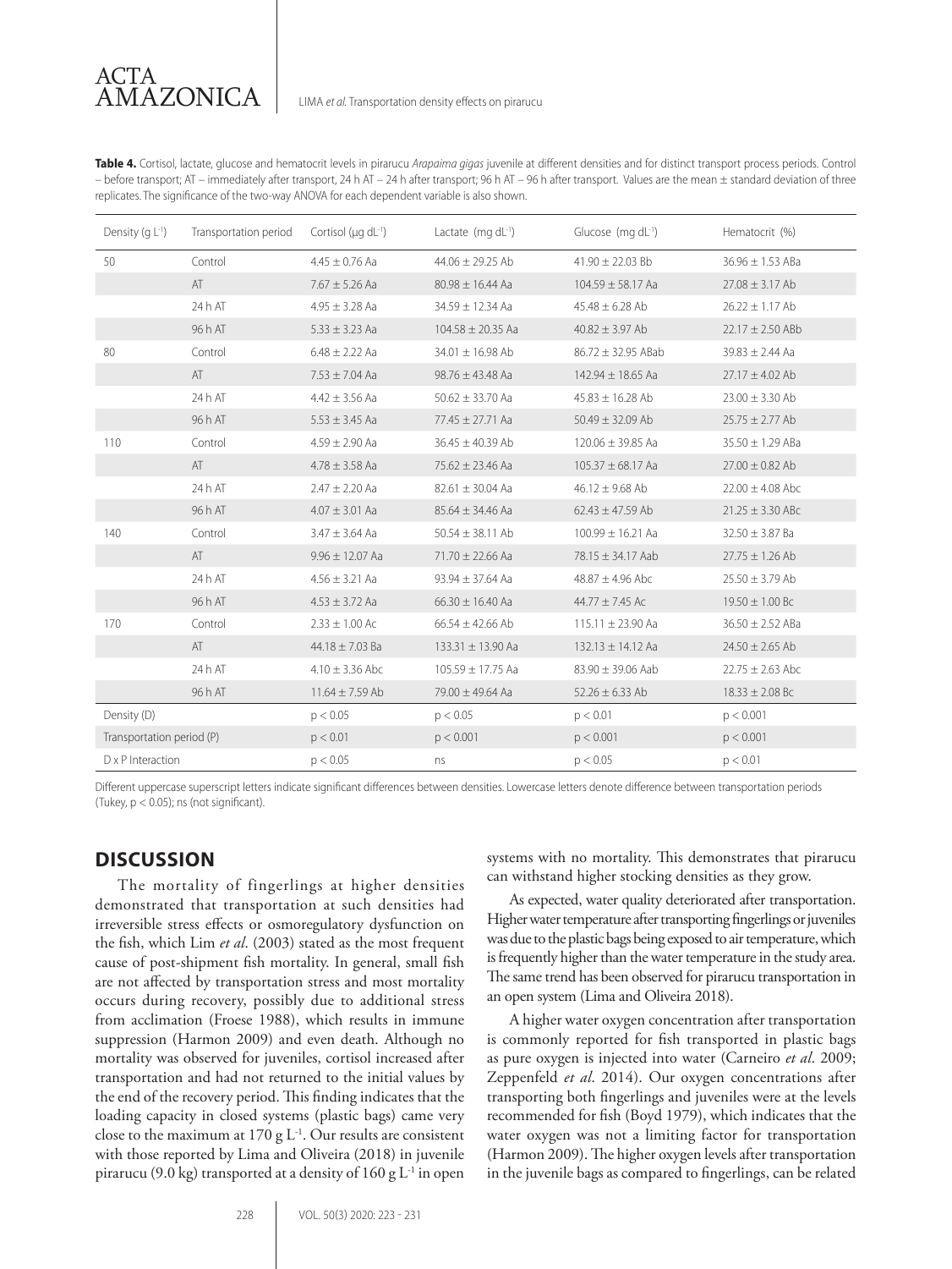**Table 4.** Cortisol, lactate, glucose and hematocrit levels in pirarucu *Arapaima gigas* juvenile at different densities and for distinct transport process periods. Control – before transport; AT – immediately after transport, 24 h AT – 24 h after transport; 96 h AT – 96 h after transport. Values are the mean ± standard deviation of three replicates. The significance of the two-way ANOVA for each dependent variable is also shown.

| Density (g L$^{-1}$) | Transportation period | Cortisol (µg dL$^{-1}$) | Lactate (mg dL$^{-1}$) | Glucose (mg dL$^{-1}$) | Hematocrit (%) |
|---|---|---|---|---|---|
| 50 | Control | 4.45 ± 0.76 Aa | 44.06 ± 29.25 Ab | 41.90 ± 22.03 Bb | 36.96 ± 1.53 ABa |
| | AT | 7.67 ± 5.26 Aa | 80.98 ± 16.44 Aa | 104.59 ± 58.17 Aa | 27.08 ± 3.17 Ab |
| | 24 h AT | 4.95 ± 3.28 Aa | 34.59 ± 12.34 Aa | 45.48 ± 6.28 Ab | 26.22 ± 1.17 Ab |
| | 96 h AT | 5.33 ± 3.23 Aa | 104.58 ± 20.35 Aa | 40.82 ± 3.97 Ab | 22.17 ± 2.50 ABb |
| 80 | Control | 6.48 ± 2.22 Aa | 34.01 ± 16.98 Ab | 86.72 ± 32.95 ABab | 39.83 ± 2.44 Aa |
| | AT | 7.53 ± 7.04 Aa | 98.76 ± 43.48 Aa | 142.94 ± 18.65 Aa | 27.17 ± 4.02 Ab |
| | 24 h AT | 4.42 ± 3.56 Aa | 50.62 ± 33.70 Aa | 45.83 ± 16.28 Ab | 23.00 ± 3.30 Ab |
| | 96 h AT | 5.53 ± 3.45 Aa | 77.45 ± 27.71 Aa | 50.49 ± 32.09 Ab | 25.75 ± 2.77 Ab |
| 110 | Control | 4.59 ± 2.90 Aa | 36.45 ± 40.39 Ab | 120.06 ± 39.85 Aa | 35.50 ± 1.29 ABa |
| | AT | 4.78 ± 3.58 Aa | 75.62 ± 23.46 Aa | 105.37 ± 68.17 Aa | 27.00 ± 0.82 Ab |
| | 24 h AT | 2.47 ± 2.20 Aa | 82.61 ± 30.04 Aa | 46.12 ± 9.68 Ab | 22.00 ± 4.08 Abc |
| | 96 h AT | 4.07 ± 3.01 Aa | 85.64 ± 34.46 Aa | 62.43 ± 47.59 Ab | 21.25 ± 3.30 ABc |
| 140 | Control | 3.47 ± 3.64 Aa | 50.54 ± 38.11 Ab | 100.99 ± 16.21 Aa | 32.50 ± 3.87 Ba |
| | AT | 9.96 ± 12.07 Aa | 71.70 ± 22.66 Aa | 78.15 ± 34.17 Aab | 27.75 ± 1.26 Ab |
| | 24 h AT | 4.56 ± 3.21 Aa | 93.94 ± 37.64 Aa | 48.87 ± 4.96 Abc | 25.50 ± 3.79 Ab |
| | 96 h AT | 4.53 ± 3.72 Aa | 66.30 ± 16.40 Aa | 44.77 ± 7.45 Ac | 19.50 ± 1.00 Bc |
| 170 | Control | 2.33 ± 1.00 Ac | 66.54 ± 42.66 Ab | 115.11 ± 23.90 Aa | 36.50 ± 2.52 ABa |
| | AT | 44.18 ± 7.03 Ba | 133.31 ± 13.90 Aa | 132.13 ± 14.12 Aa | 24.50 ± 2.65 Ab |
| | 24 h AT | 4.10 ± 3.36 Abc | 105.59 ± 17.75 Aa | 83.90 ± 39.06 Aab | 22.75 ± 2.63 Abc |
| | 96 h AT | 11.64 ± 7.59 Ab | 79.00 ± 49.64 Aa | 52.26 ± 6.33 Ab | 18.33 ± 2.08 Bc |
| Density (D) | | $p < 0.05$ | $p < 0.05$ | $p < 0.01$ | $p < 0.001$ |
| Transportation period (P) | | $p < 0.01$ | $p < 0.001$ | $p < 0.001$ | $p < 0.001$ |
| D x P Interaction | | $p < 0.05$ | ns | $p < 0.05$ | $p < 0.01$ |

Different uppercase superscript letters indicate significant differences between densities. Lowercase letters denote difference between transportation periods (Tukey, $p < 0.05$); ns (not significant).

## DISCUSSION

The mortality of fingerlings at higher densities demonstrated that transportation at such densities had irreversible stress effects or osmoregulatory dysfunction on the fish, which Lim *et al*. (2003) stated as the most frequent cause of post-shipment fish mortality. In general, small fish are not affected by transportation stress and most mortality occurs during recovery, possibly due to additional stress from acclimation (Froese 1988), which results in immune suppression (Harmon 2009) and even death. Although no mortality was observed for juveniles, cortisol increased after transportation and had not returned to the initial values by the end of the recovery period. This finding indicates that the loading capacity in closed systems (plastic bags) came very close to the maximum at 170 g L$^{-1}$. Our results are consistent with those reported by Lima and Oliveira (2018) in juvenile pirarucu (9.0 kg) transported at a density of 160 g L$^{-1}$ in open systems with no mortality. This demonstrates that pirarucu can withstand higher stocking densities as they grow.

As expected, water quality deteriorated after transportation. Higher water temperature after transporting fingerlings or juveniles was due to the plastic bags being exposed to air temperature, which is frequently higher than the water temperature in the study area. The same trend has been observed for pirarucu transportation in an open system (Lima and Oliveira 2018).

A higher water oxygen concentration after transportation is commonly reported for fish transported in plastic bags as pure oxygen is injected into water (Carneiro *et al*. 2009; Zeppenfeld *et al*. 2014). Our oxygen concentrations after transporting both fingerlings and juveniles were at the levels recommended for fish (Boyd 1979), which indicates that the water oxygen was not a limiting factor for transportation (Harmon 2009). The higher oxygen levels after transportation in the juvenile bags as compared to fingerlings, can be related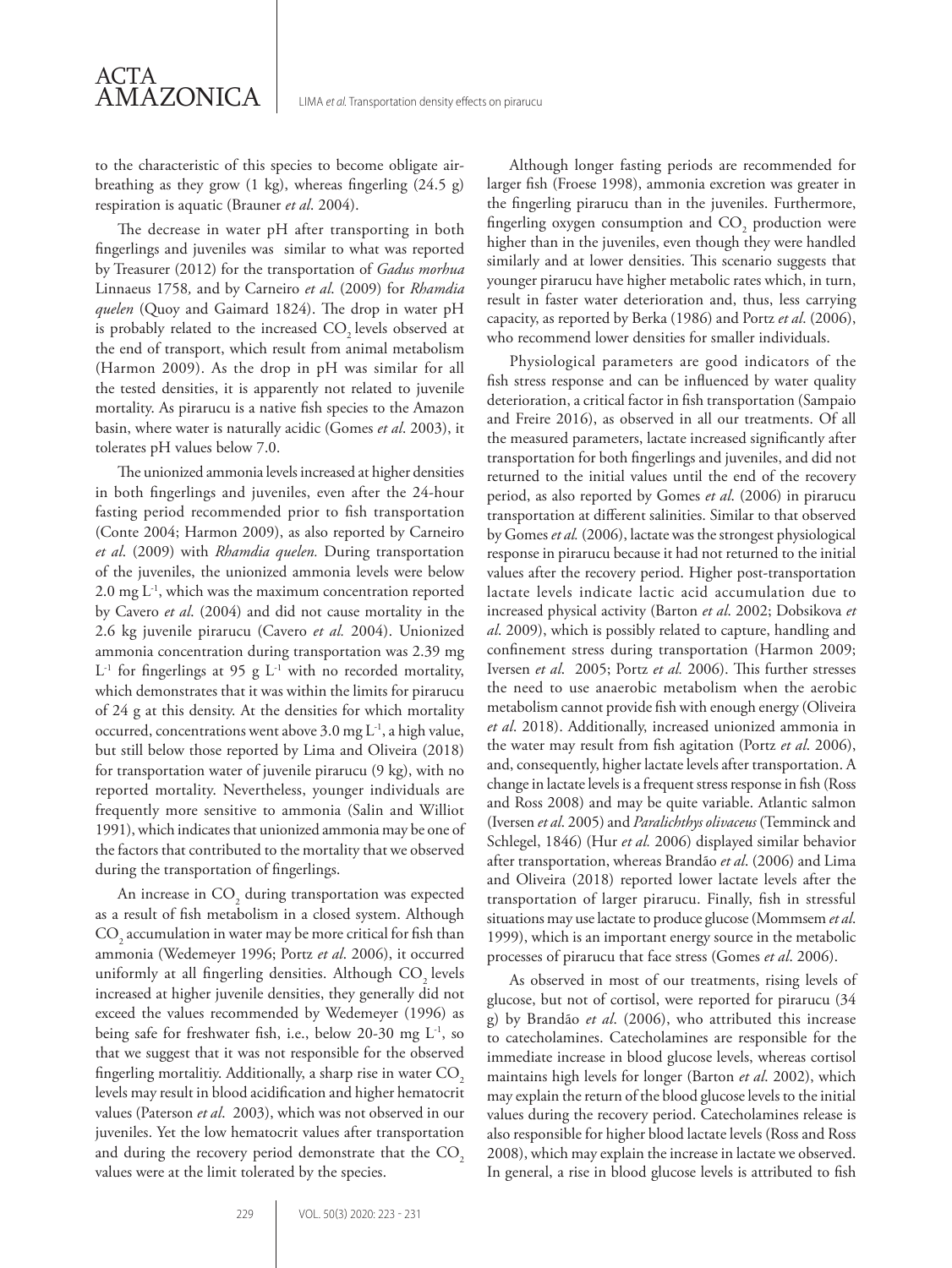to the characteristic of this species to become obligate air-breathing as they grow (1 kg), whereas fingerling (24.5 g) respiration is aquatic (Brauner *et al*. 2004).

The decrease in water pH after transporting in both fingerlings and juveniles was similar to what was reported by Treasurer (2012) for the transportation of *Gadus morhua* Linnaeus 1758, and by Carneiro *et al*. (2009) for *Rhamdia quelen* (Quoy and Gaimard 1824). The drop in water pH is probably related to the increased $CO_2$ levels observed at the end of transport, which result from animal metabolism (Harmon 2009). As the drop in pH was similar for all the tested densities, it is apparently not related to juvenile mortality. As pirarucu is a native fish species to the Amazon basin, where water is naturally acidic (Gomes *et al*. 2003), it tolerates pH values below 7.0.

The unionized ammonia levels increased at higher densities in both fingerlings and juveniles, even after the 24-hour fasting period recommended prior to fish transportation (Conte 2004; Harmon 2009), as also reported by Carneiro *et al*. (2009) with *Rhamdia quelen.* During transportation of the juveniles, the unionized ammonia levels were below 2.0 mg $L^{-1}$, which was the maximum concentration reported by Cavero *et al*. (2004) and did not cause mortality in the 2.6 kg juvenile pirarucu (Cavero *et al.* 2004). Unionized ammonia concentration during transportation was 2.39 mg $L^{-1}$ for fingerlings at 95 g $L^{-1}$ with no recorded mortality, which demonstrates that it was within the limits for pirarucu of 24 g at this density. At the densities for which mortality occurred, concentrations went above 3.0 mg $L^{-1}$, a high value, but still below those reported by Lima and Oliveira (2018) for transportation water of juvenile pirarucu (9 kg), with no reported mortality. Nevertheless, younger individuals are frequently more sensitive to ammonia (Salin and Williot 1991), which indicates that unionized ammonia may be one of the factors that contributed to the mortality that we observed during the transportation of fingerlings.

An increase in $CO_2$ during transportation was expected as a result of fish metabolism in a closed system. Although $CO_2$ accumulation in water may be more critical for fish than ammonia (Wedemeyer 1996; Portz *et al*. 2006), it occurred uniformly at all fingerling densities. Although $CO_2$ levels increased at higher juvenile densities, they generally did not exceed the values recommended by Wedemeyer (1996) as being safe for freshwater fish, i.e., below 20-30 mg $L^{-1}$, so that we suggest that it was not responsible for the observed fingerling mortalitiy. Additionally, a sharp rise in water $CO_2$ levels may result in blood acidification and higher hematocrit values (Paterson *et al*. 2003), which was not observed in our juveniles. Yet the low hematocrit values after transportation and during the recovery period demonstrate that the $CO_2$ values were at the limit tolerated by the species.

Although longer fasting periods are recommended for larger fish (Froese 1998), ammonia excretion was greater in the fingerling pirarucu than in the juveniles. Furthermore, fingerling oxygen consumption and $CO_2$ production were higher than in the juveniles, even though they were handled similarly and at lower densities. This scenario suggests that younger pirarucu have higher metabolic rates which, in turn, result in faster water deterioration and, thus, less carrying capacity, as reported by Berka (1986) and Portz *et al*. (2006), who recommend lower densities for smaller individuals.

Physiological parameters are good indicators of the fish stress response and can be influenced by water quality deterioration, a critical factor in fish transportation (Sampaio and Freire 2016), as observed in all our treatments. Of all the measured parameters, lactate increased significantly after transportation for both fingerlings and juveniles, and did not returned to the initial values until the end of the recovery period, as also reported by Gomes *et al*. (2006) in pirarucu transportation at different salinities. Similar to that observed by Gomes *et al.* (2006), lactate was the strongest physiological response in pirarucu because it had not returned to the initial values after the recovery period. Higher post-transportation lactate levels indicate lactic acid accumulation due to increased physical activity (Barton *et al*. 2002; Dobsikova *et al*. 2009), which is possibly related to capture, handling and confinement stress during transportation (Harmon 2009; Iversen *et al*. 2005; Portz *et al.* 2006). This further stresses the need to use anaerobic metabolism when the aerobic metabolism cannot provide fish with enough energy (Oliveira *et al*. 2018). Additionally, increased unionized ammonia in the water may result from fish agitation (Portz *et al*. 2006), and, consequently, higher lactate levels after transportation. A change in lactate levels is a frequent stress response in fish (Ross and Ross 2008) and may be quite variable. Atlantic salmon (Iversen *et al*. 2005) and *Paralichthys olivaceus* (Temminck and Schlegel, 1846) (Hur *et al.* 2006) displayed similar behavior after transportation, whereas Brandão *et al*. (2006) and Lima and Oliveira (2018) reported lower lactate levels after the transportation of larger pirarucu. Finally, fish in stressful situations may use lactate to produce glucose (Mommsem *et al*. 1999), which is an important energy source in the metabolic processes of pirarucu that face stress (Gomes *et al*. 2006).

As observed in most of our treatments, rising levels of glucose, but not of cortisol, were reported for pirarucu (34 g) by Brandão *et al*. (2006), who attributed this increase to catecholamines. Catecholamines are responsible for the immediate increase in blood glucose levels, whereas cortisol maintains high levels for longer (Barton *et al*. 2002), which may explain the return of the blood glucose levels to the initial values during the recovery period. Catecholamines release is also responsible for higher blood lactate levels (Ross and Ross 2008), which may explain the increase in lactate we observed. In general, a rise in blood glucose levels is attributed to fish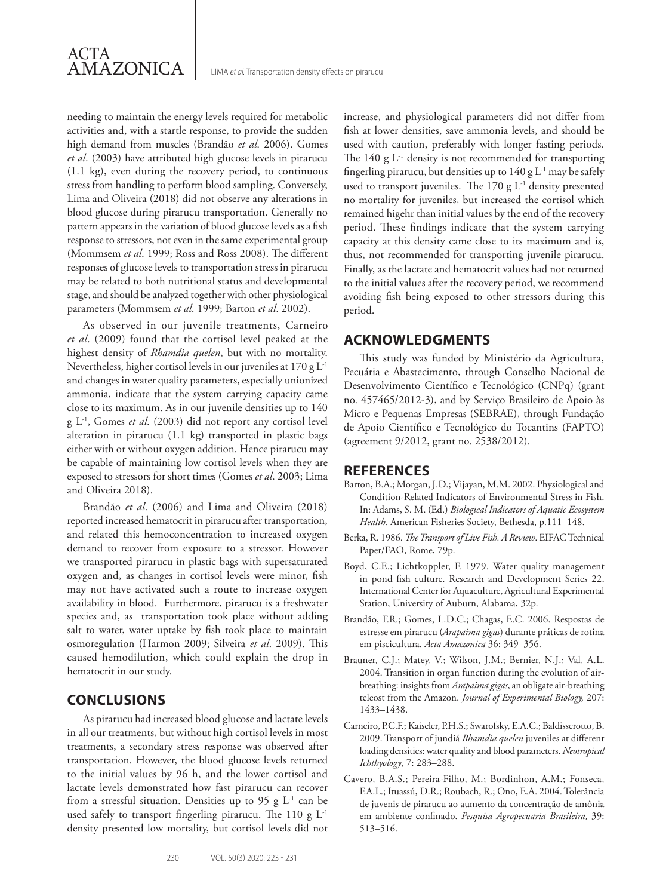needing to maintain the energy levels required for metabolic activities and, with a startle response, to provide the sudden high demand from muscles (Brandão *et al*. 2006). Gomes *et al*. (2003) have attributed high glucose levels in pirarucu (1.1 kg), even during the recovery period, to continuous stress from handling to perform blood sampling. Conversely, Lima and Oliveira (2018) did not observe any alterations in blood glucose during pirarucu transportation. Generally no pattern appears in the variation of blood glucose levels as a fish response to stressors, not even in the same experimental group (Mommsem *et al*. 1999; Ross and Ross 2008). The different responses of glucose levels to transportation stress in pirarucu may be related to both nutritional status and developmental stage, and should be analyzed together with other physiological parameters (Mommsem *et al*. 1999; Barton *et al*. 2002).

As observed in our juvenile treatments, Carneiro *et al*. (2009) found that the cortisol level peaked at the highest density of *Rhamdia quelen*, but with no mortality. Nevertheless, higher cortisol levels in our juveniles at 170 g $L^{-1}$ and changes in water quality parameters, especially unionized ammonia, indicate that the system carrying capacity came close to its maximum. As in our juvenile densities up to 140 g $L^{-1}$, Gomes *et al*. (2003) did not report any cortisol level alteration in pirarucu (1.1 kg) transported in plastic bags either with or without oxygen addition. Hence pirarucu may be capable of maintaining low cortisol levels when they are exposed to stressors for short times (Gomes *et al*. 2003; Lima and Oliveira 2018).

Brandão *et al*. (2006) and Lima and Oliveira (2018) reported increased hematocrit in pirarucu after transportation, and related this hemoconcentration to increased oxygen demand to recover from exposure to a stressor. However we transported pirarucu in plastic bags with supersaturated oxygen and, as changes in cortisol levels were minor, fish may not have activated such a route to increase oxygen availability in blood. Furthermore, pirarucu is a freshwater species and, as transportation took place without adding salt to water, water uptake by fish took place to maintain osmoregulation (Harmon 2009; Silveira *et al*. 2009). This caused hemodilution, which could explain the drop in hematocrit in our study.

## CONCLUSIONS

As pirarucu had increased blood glucose and lactate levels in all our treatments, but without high cortisol levels in most treatments, a secondary stress response was observed after transportation. However, the blood glucose levels returned to the initial values by 96 h, and the lower cortisol and lactate levels demonstrated how fast pirarucu can recover from a stressful situation. Densities up to 95 g $L^{-1}$ can be used safely to transport fingerling pirarucu. The 110 g $L^{-1}$ density presented low mortality, but cortisol levels did not increase, and physiological parameters did not differ from fish at lower densities, save ammonia levels, and should be used with caution, preferably with longer fasting periods. The 140 g $L^{-1}$ density is not recommended for transporting fingerling pirarucu, but densities up to 140 g $L^{-1}$ may be safely used to transport juveniles. The 170 g $L^{-1}$ density presented no mortality for juveniles, but increased the cortisol which remained higehr than initial values by the end of the recovery period. These findings indicate that the system carrying capacity at this density came close to its maximum and is, thus, not recommended for transporting juvenile pirarucu. Finally, as the lactate and hematocrit values had not returned to the initial values after the recovery period, we recommend avoiding fish being exposed to other stressors during this period.

## ACKNOWLEDGMENTS

This study was funded by Ministério da Agricultura, Pecuária e Abastecimento, through Conselho Nacional de Desenvolvimento Científico e Tecnológico (CNPq) (grant no. 457465/2012-3), and by Serviço Brasileiro de Apoio às Micro e Pequenas Empresas (SEBRAE), through Fundação de Apoio Científico e Tecnológico do Tocantins (FAPTO) (agreement 9/2012, grant no. 2538/2012).

## REFERENCES

Barton, B.A.; Morgan, J.D.; Vijayan, M.M. 2002. Physiological and Condition-Related Indicators of Environmental Stress in Fish. In: Adams, S. M. (Ed.) *Biological Indicators of Aquatic Ecosystem Health.* American Fisheries Society, Bethesda, p.111–148.

Berka, R. 1986. *The Transport of Live Fish. A Review*. EIFAC Technical Paper/FAO, Rome, 79p.

Boyd, C.E.; Lichtkoppler, F. 1979. Water quality management in pond fish culture. Research and Development Series 22. International Center for Aquaculture, Agricultural Experimental Station, University of Auburn, Alabama, 32p.

Brandão, F.R.; Gomes, L.D.C.; Chagas, E.C. 2006. Respostas de estresse em pirarucu (*Arapaima gigas*) durante práticas de rotina em piscicultura. *Acta Amazonica* 36: 349–356.

Brauner, C.J.; Matey, V.; Wilson, J.M.; Bernier, N.J.; Val, A.L. 2004. Transition in organ function during the evolution of air-breathing: insights from *Arapaima gigas*, an obligate air-breathing teleost from the Amazon. *Journal of Experimental Biology,* 207: 1433–1438.

Carneiro, P.C.F.; Kaiseler, P.H.S.; Swarofsky, E.A.C.; Baldisserotto, B. 2009. Transport of jundiá *Rhamdia quelen* juveniles at different loading densities: water quality and blood parameters. *Neotropical Ichthyology*, 7: 283–288.

Cavero, B.A.S.; Pereira-Filho, M.; Bordinhon, A.M.; Fonseca, F.A.L.; Ituassú, D.R.; Roubach, R.; Ono, E.A. 2004. Tolerância de juvenis de pirarucu ao aumento da concentração de amônia em ambiente confinado. *Pesquisa Agropecuaria Brasileira,* 39: 513–516.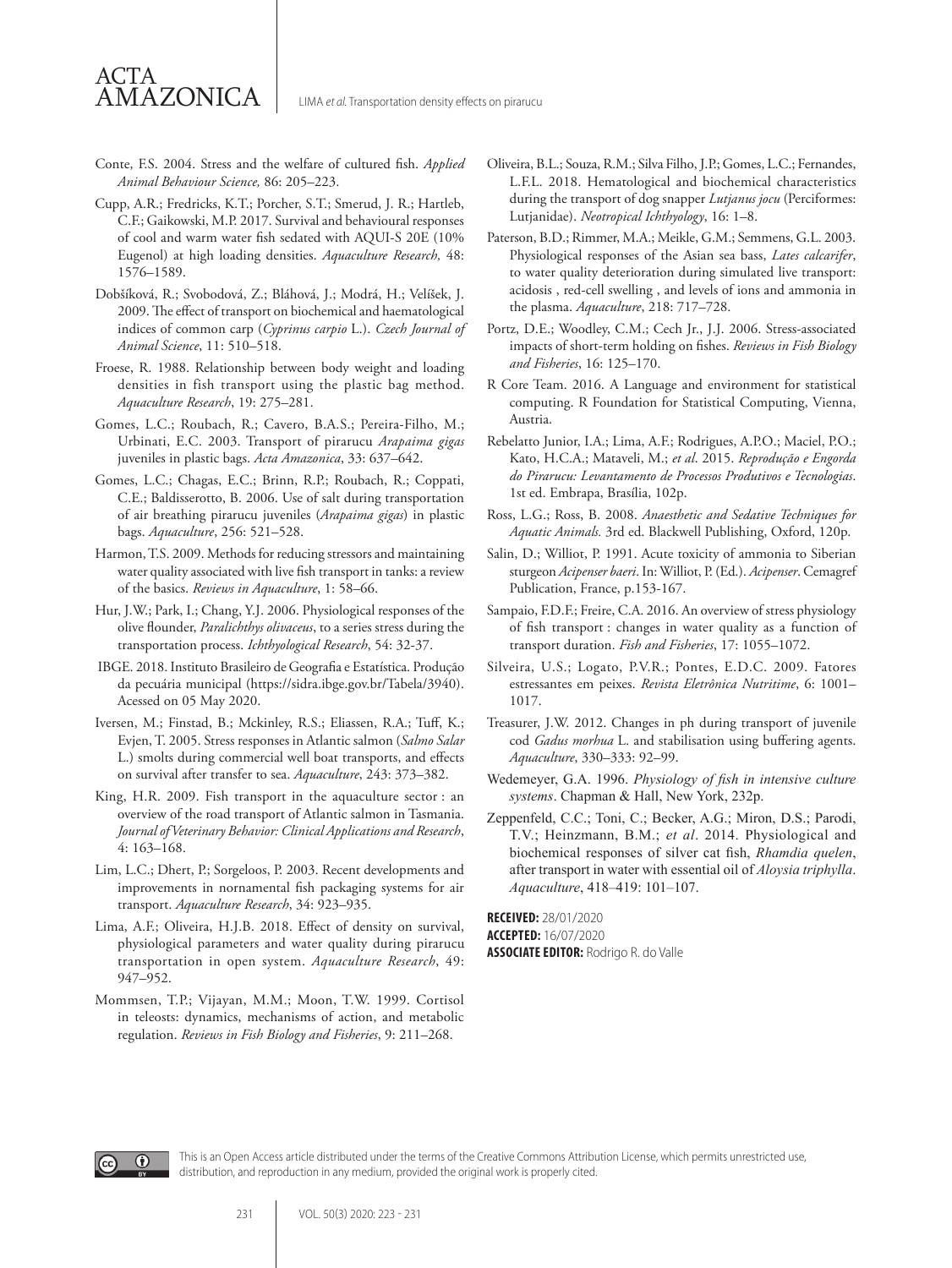Conte, F.S. 2004. Stress and the welfare of cultured fish. *Applied Animal Behaviour Science,* 86: 205–223.

Cupp, A.R.; Fredricks, K.T.; Porcher, S.T.; Smerud, J. R.; Hartleb, C.F.; Gaikowski, M.P. 2017. Survival and behavioural responses of cool and warm water fish sedated with AQUI-S 20E (10% Eugenol) at high loading densities. *Aquaculture Research,* 48: 1576–1589.

Dobšíková, R.; Svobodová, Z.; Bláhová, J.; Modrá, H.; Velíšek, J. 2009. The effect of transport on biochemical and haematological indices of common carp (*Cyprinus carpio* L.). *Czech Journal of Animal Science*, 11: 510–518.

Froese, R. 1988. Relationship between body weight and loading densities in fish transport using the plastic bag method. *Aquaculture Research*, 19: 275–281.

Gomes, L.C.; Roubach, R.; Cavero, B.A.S.; Pereira-Filho, M.; Urbinati, E.C. 2003. Transport of pirarucu *Arapaima gigas* juveniles in plastic bags. *Acta Amazonica*, 33: 637–642.

Gomes, L.C.; Chagas, E.C.; Brinn, R.P.; Roubach, R.; Coppati, C.E.; Baldisserotto, B. 2006. Use of salt during transportation of air breathing pirarucu juveniles (*Arapaima gigas*) in plastic bags. *Aquaculture*, 256: 521–528.

Harmon, T.S. 2009. Methods for reducing stressors and maintaining water quality associated with live fish transport in tanks: a review of the basics. *Reviews in Aquaculture*, 1: 58–66.

Hur, J.W.; Park, I.; Chang, Y.J. 2006. Physiological responses of the olive flounder, *Paralichthys olivaceus*, to a series stress during the transportation process. *Ichthyological Research*, 54: 32-37.

IBGE. 2018. Instituto Brasileiro de Geografia e Estatística. Produção da pecuária municipal (https://sidra.ibge.gov.br/Tabela/3940). Acessed on 05 May 2020.

Iversen, M.; Finstad, B.; Mckinley, R.S.; Eliassen, R.A.; Tuff, K.; Evjen, T. 2005. Stress responses in Atlantic salmon (*Salmo Salar* L.) smolts during commercial well boat transports, and effects on survival after transfer to sea. *Aquaculture*, 243: 373–382.

King, H.R. 2009. Fish transport in the aquaculture sector : an overview of the road transport of Atlantic salmon in Tasmania. *Journal of Veterinary Behavior: Clinical Applications and Research*, 4: 163–168.

Lim, L.C.; Dhert, P.; Sorgeloos, P. 2003. Recent developments and improvements in nornamental fish packaging systems for air transport. *Aquaculture Research*, 34: 923–935.

Lima, A.F.; Oliveira, H.J.B. 2018. Effect of density on survival, physiological parameters and water quality during pirarucu transportation in open system. *Aquaculture Research*, 49: 947–952.

Mommsen, T.P.; Vijayan, M.M.; Moon, T.W. 1999. Cortisol in teleosts: dynamics, mechanisms of action, and metabolic regulation. *Reviews in Fish Biology and Fisheries*, 9: 211–268.

Oliveira, B.L.; Souza, R.M.; Silva Filho, J.P.; Gomes, L.C.; Fernandes, L.F.L. 2018. Hematological and biochemical characteristics during the transport of dog snapper *Lutjanus jocu* (Perciformes: Lutjanidae). *Neotropical Ichthyology*, 16: 1–8.

Paterson, B.D.; Rimmer, M.A.; Meikle, G.M.; Semmens, G.L. 2003. Physiological responses of the Asian sea bass, *Lates calcarifer*, to water quality deterioration during simulated live transport: acidosis , red-cell swelling , and levels of ions and ammonia in the plasma. *Aquaculture*, 218: 717–728.

Portz, D.E.; Woodley, C.M.; Cech Jr., J.J. 2006. Stress-associated impacts of short-term holding on fishes. *Reviews in Fish Biology and Fisheries*, 16: 125–170.

R Core Team. 2016. A Language and environment for statistical computing. R Foundation for Statistical Computing, Vienna, Austria.

Rebelatto Junior, I.A.; Lima, A.F.; Rodrigues, A.P.O.; Maciel, P.O.; Kato, H.C.A.; Mataveli, M.; *et al*. 2015. *Reprodução e Engorda do Pirarucu: Levantamento de Processos Produtivos e Tecnologias*. 1st ed. Embrapa, Brasília, 102p.

Ross, L.G.; Ross, B. 2008. *Anaesthetic and Sedative Techniques for Aquatic Animals.* 3rd ed. Blackwell Publishing, Oxford, 120p.

Salin, D.; Williot, P. 1991. Acute toxicity of ammonia to Siberian sturgeon *Acipenser baeri*. In: Williot, P. (Ed.). *Acipenser*. Cemagref Publication, France, p.153-167.

Sampaio, F.D.F.; Freire, C.A. 2016. An overview of stress physiology of fish transport : changes in water quality as a function of transport duration. *Fish and Fisheries*, 17: 1055–1072.

Silveira, U.S.; Logato, P.V.R.; Pontes, E.D.C. 2009. Fatores estressantes em peixes. *Revista Eletrônica Nutritime*, 6: 1001–1017.

Treasurer, J.W. 2012. Changes in ph during transport of juvenile cod *Gadus morhua* L. and stabilisation using buffering agents. *Aquaculture*, 330–333: 92–99.

Wedemeyer, G.A. 1996. *Physiology of fish in intensive culture systems*. Chapman & Hall, New York, 232p.

Zeppenfeld, C.C.; Toni, C.; Becker, A.G.; Miron, D.S.; Parodi, T.V.; Heinzmann, B.M.; *et al*. 2014. Physiological and biochemical responses of silver cat fish, *Rhamdia quelen*, after transport in water with essential oil of *Aloysia triphylla*. *Aquaculture*, 418–419: 101–107.

**RECEIVED:** 28/01/2020
**ACCEPTED:** 16/07/2020
**ASSOCIATE EDITOR:** Rodrigo R. do Valle

This is an Open Access article distributed under the terms of the Creative Commons Attribution License, which permits unrestricted use, distribution, and reproduction in any medium, provided the original work is properly cited.